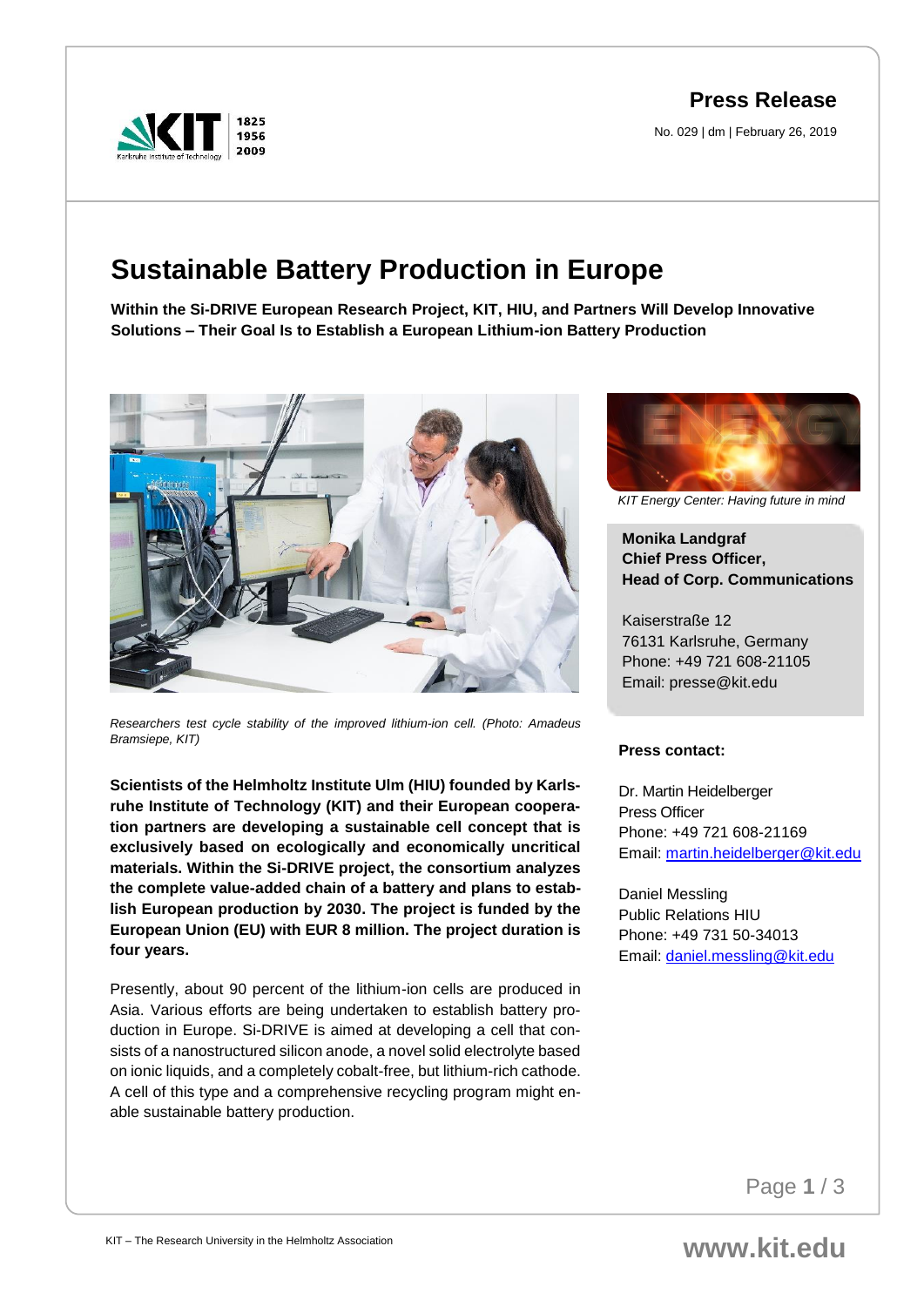**Press Release**

No. 029 | dm | February 26, 2019

# Sustainable Battery Production in Europe

**Within the Si-DRIVE European Research Project, KIT, HIU, and Partners Will Develop Innovative Solutions – Their Goal Is to Establish a European Lithium-ion Battery Production**

*Researchers test cycle stability of the improved lithium-ion cell. (Photo: Amadeus Bramsiepe, KIT)*

**Scientists of the Helmholtz Institute Ulm (HIU) founded by Karlsruhe Institute of Technology (KIT) and their European cooperation partners are developing a sustainable cell concept that is exclusively based on ecologically and economically uncritical materials. Within the Si-DRIVE project, the consortium analyzes the complete value-added chain of a battery and plans to establish European production by 2030. The project is funded by the European Union (EU) with EUR 8 million. The project duration is four years.**

Presently, about 90 percent of the lithium-ion cells are produced in Asia. Various efforts are being undertaken to establish battery production in Europe. Si-DRIVE is aimed at developing a cell that consists of a nanostructured silicon anode, a novel solid electrolyte based on ionic liquids, and a completely cobalt-free, but lithium-rich cathode. A cell of this type and a comprehensive recycling program might enable sustainable battery production.

*KIT Energy Center: Having future in mind*

**Monika Landgraf**
**Chief Press Officer,**
**Head of Corp. Communications**

Kaiserstraße 12
76131 Karlsruhe, Germany
Phone: +49 721 608-21105
Email: presse@kit.edu

**Press contact:**

Dr. Martin Heidelberger
Press Officer
Phone: +49 721 608-21169
Email: martin.heidelberger@kit.edu

Daniel Messling
Public Relations HIU
Phone: +49 731 50-34013
Email: daniel.messling@kit.edu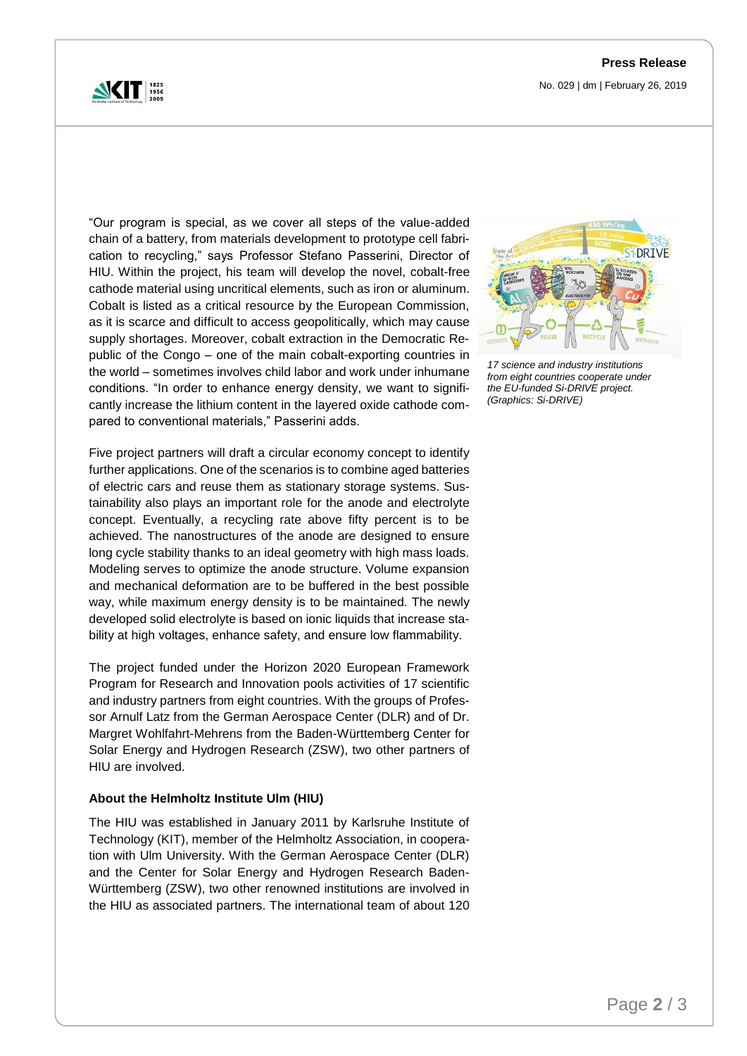"Our program is special, as we cover all steps of the value-added chain of a battery, from materials development to prototype cell fabrication to recycling," says Professor Stefano Passerini, Director of HIU. Within the project, his team will develop the novel, cobalt-free cathode material using uncritical elements, such as iron or aluminum. Cobalt is listed as a critical resource by the European Commission, as it is scarce and difficult to access geopolitically, which may cause supply shortages. Moreover, cobalt extraction in the Democratic Republic of the Congo – one of the main cobalt-exporting countries in the world – sometimes involves child labor and work under inhumane conditions. "In order to enhance energy density, we want to significantly increase the lithium content in the layered oxide cathode compared to conventional materials," Passerini adds.

*17 science and industry institutions from eight countries cooperate under the EU-funded Si-DRIVE project. (Graphics: Si-DRIVE)*

Five project partners will draft a circular economy concept to identify further applications. One of the scenarios is to combine aged batteries of electric cars and reuse them as stationary storage systems. Sustainability also plays an important role for the anode and electrolyte concept. Eventually, a recycling rate above fifty percent is to be achieved. The nanostructures of the anode are designed to ensure long cycle stability thanks to an ideal geometry with high mass loads. Modeling serves to optimize the anode structure. Volume expansion and mechanical deformation are to be buffered in the best possible way, while maximum energy density is to be maintained. The newly developed solid electrolyte is based on ionic liquids that increase stability at high voltages, enhance safety, and ensure low flammability.

The project funded under the Horizon 2020 European Framework Program for Research and Innovation pools activities of 17 scientific and industry partners from eight countries. With the groups of Professor Arnulf Latz from the German Aerospace Center (DLR) and of Dr. Margret Wohlfahrt-Mehrens from the Baden-Württemberg Center for Solar Energy and Hydrogen Research (ZSW), two other partners of HIU are involved.

**About the Helmholtz Institute Ulm (HIU)**

The HIU was established in January 2011 by Karlsruhe Institute of Technology (KIT), member of the Helmholtz Association, in cooperation with Ulm University. With the German Aerospace Center (DLR) and the Center for Solar Energy and Hydrogen Research Baden-Württemberg (ZSW), two other renowned institutions are involved in the HIU as associated partners. The international team of about 120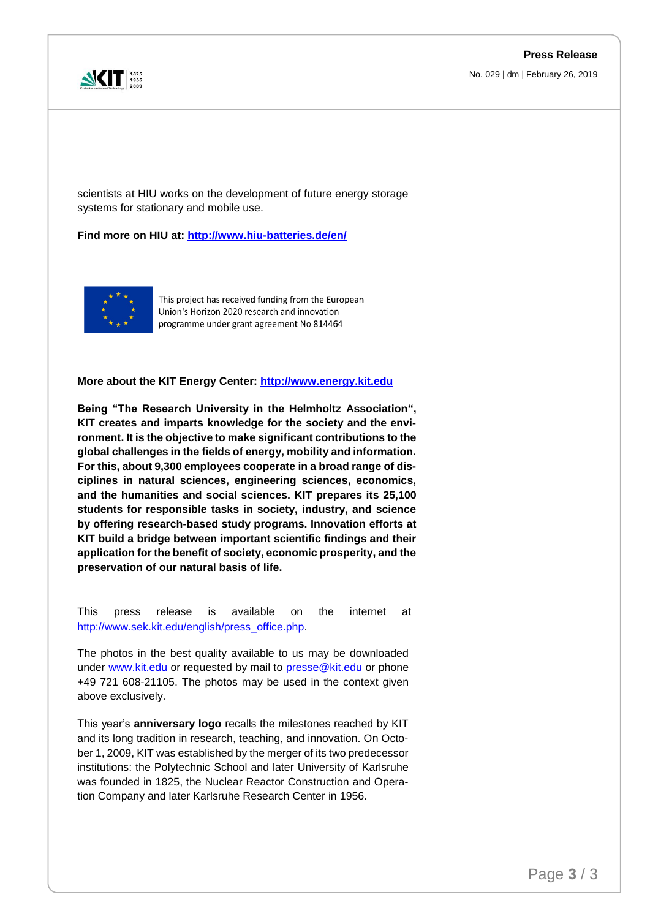scientists at HIU works on the development of future energy storage systems for stationary and mobile use.

**Find more on HIU at: [http://www.hiu-batteries.de/en/](http://www.hiu-batteries.de/en/)**

This project has received funding from the European Union's Horizon 2020 research and innovation programme under grant agreement No 814464

**More about the KIT Energy Center: [http://www.energy.kit.edu](http://www.energy.kit.edu)**

**Being "The Research University in the Helmholtz Association", KIT creates and imparts knowledge for the society and the environment. It is the objective to make significant contributions to the global challenges in the fields of energy, mobility and information. For this, about 9,300 employees cooperate in a broad range of disciplines in natural sciences, engineering sciences, economics, and the humanities and social sciences. KIT prepares its 25,100 students for responsible tasks in society, industry, and science by offering research-based study programs. Innovation efforts at KIT build a bridge between important scientific findings and their application for the benefit of society, economic prosperity, and the preservation of our natural basis of life.**

This press release is available on the internet at [http://www.sek.kit.edu/english/press_office.php](http://www.sek.kit.edu/english/press_office.php).

The photos in the best quality available to us may be downloaded under [www.kit.edu](http://www.kit.edu) or requested by mail to [presse@kit.edu](mailto:presse@kit.edu) or phone +49 721 608-21105. The photos may be used in the context given above exclusively.

This year's **anniversary logo** recalls the milestones reached by KIT and its long tradition in research, teaching, and innovation. On October 1, 2009, KIT was established by the merger of its two predecessor institutions: the Polytechnic School and later University of Karlsruhe was founded in 1825, the Nuclear Reactor Construction and Operation Company and later Karlsruhe Research Center in 1956.